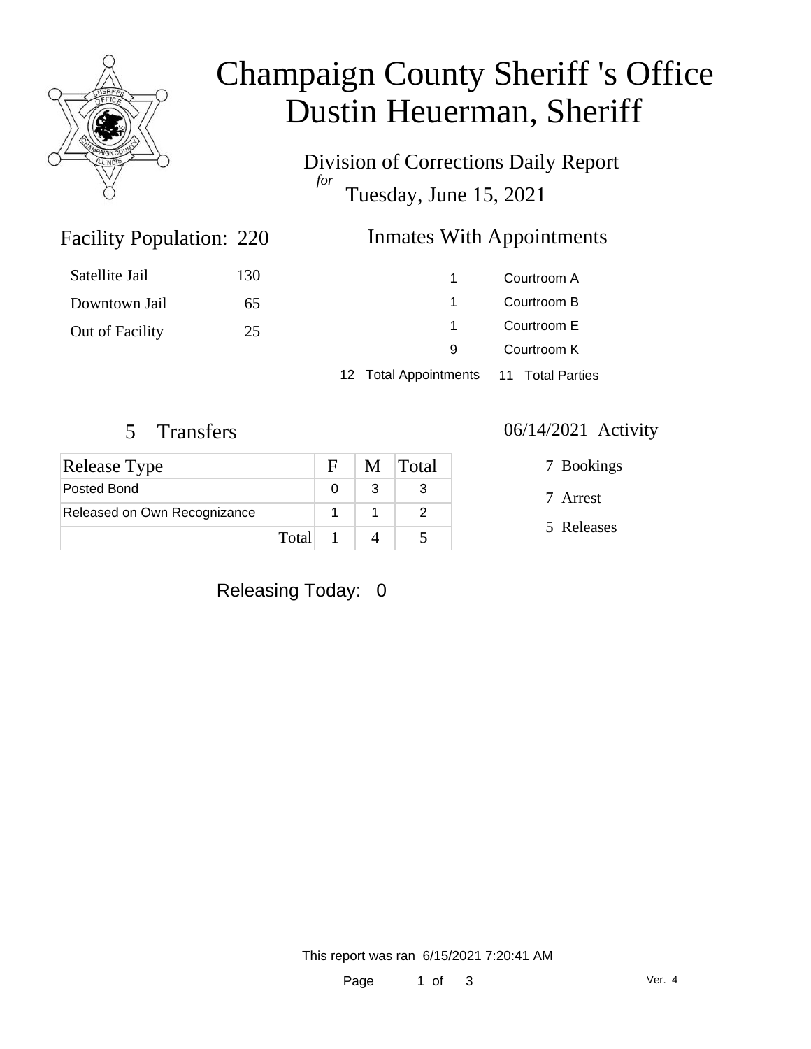# Champaign County Sheriff 's Office
# Dustin Heuerman, Sheriff

Division of Corrections Daily Report

*for*

Tuesday, June 15, 2021

## Facility Population: 220

| | |
|---|---|
| Satellite Jail | 130 |
| Downtown Jail | 65 |
| Out of Facility | 25 |

## Inmates With Appointments

| | |
|---|---|
| 1 | Courtroom A |
| 1 | Courtroom B |
| 1 | Courtroom E |
| 9 | Courtroom K |
| 12 Total Appointments | 11 Total Parties |

## 5 Transfers

| Release Type | F | M | Total |
|---|---|---|---|
| Posted Bond | 0 | 3 | 3 |
| Released on Own Recognizance | 1 | 1 | 2 |
| Total | 1 | 4 | 5 |

## 06/14/2021 Activity

7 Bookings

7 Arrest

5 Releases

Releasing Today: 0

This report was ran 6/15/2021 7:20:41 AM

Ver. 4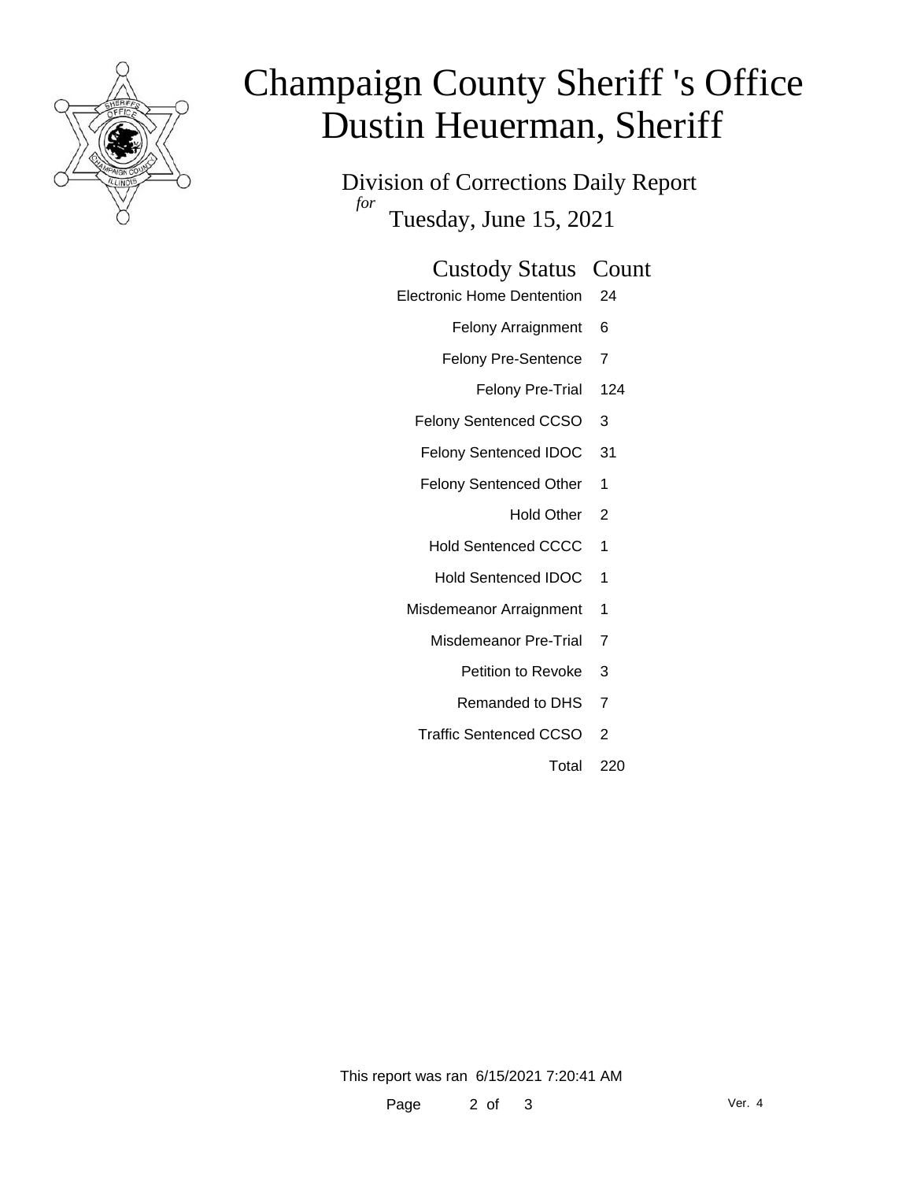# Champaign County Sheriff 's Office
# Dustin Heuerman, Sheriff

## Division of Corrections Daily Report

*for*

Tuesday, June 15, 2021

| Custody Status | Count |
|---|---|
| Electronic Home Dentention | 24 |
| Felony Arraignment | 6 |
| Felony Pre-Sentence | 7 |
| Felony Pre-Trial | 124 |
| Felony Sentenced CCSO | 3 |
| Felony Sentenced IDOC | 31 |
| Felony Sentenced Other | 1 |
| Hold Other | 2 |
| Hold Sentenced CCCC | 1 |
| Hold Sentenced IDOC | 1 |
| Misdemeanor Arraignment | 1 |
| Misdemeanor Pre-Trial | 7 |
| Petition to Revoke | 3 |
| Remanded to DHS | 7 |
| Traffic Sentenced CCSO | 2 |
| Total | 220 |

This report was ran 6/15/2021 7:20:41 AM

Ver. 4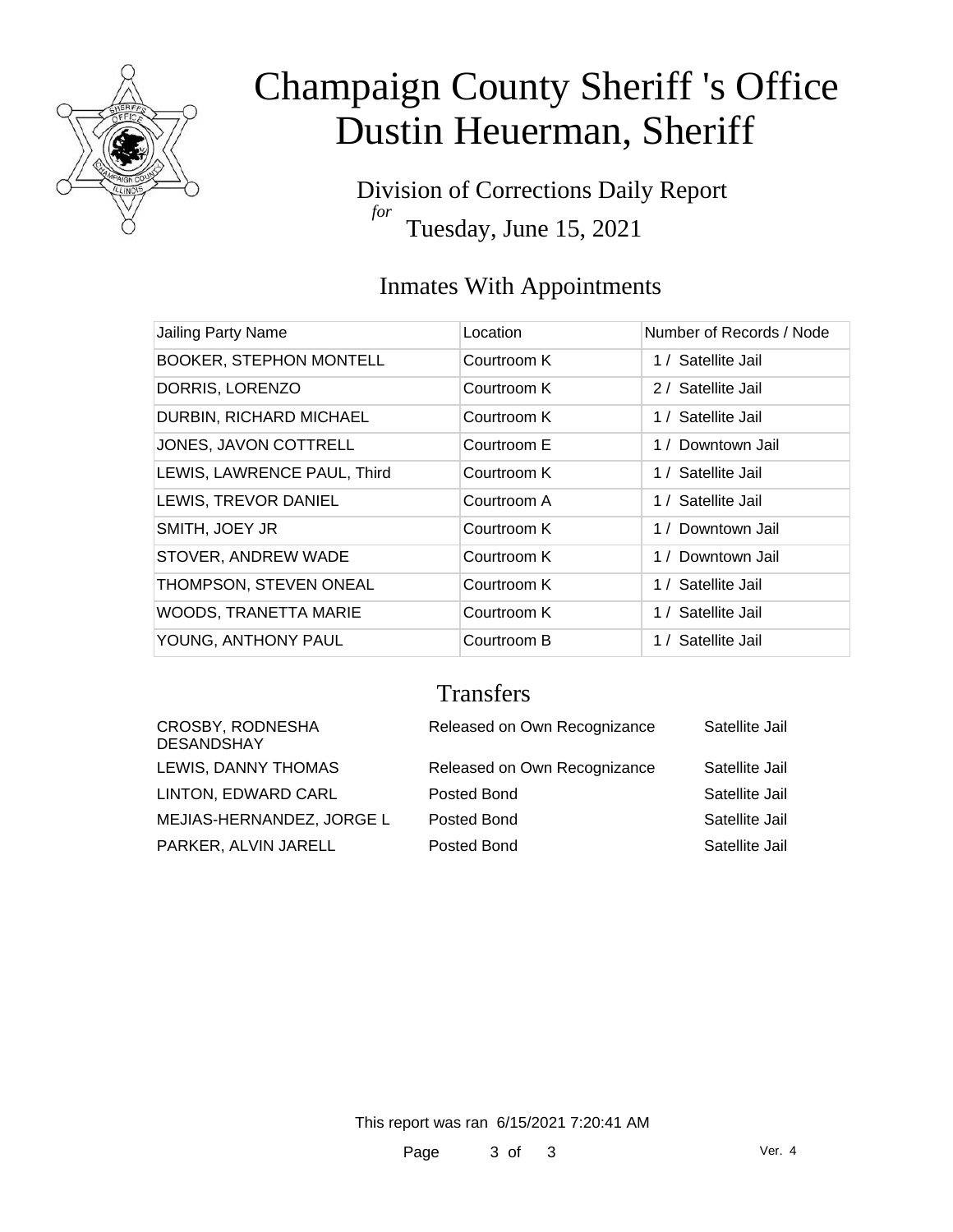# Champaign County Sheriff 's Office
# Dustin Heuerman, Sheriff

Division of Corrections Daily Report
*for*
Tuesday, June 15, 2021

## Inmates With Appointments

| Jailing Party Name | Location | Number of Records / Node |
|---|---|---|
| BOOKER, STEPHON MONTELL | Courtroom K | 1 / Satellite Jail |
| DORRIS, LORENZO | Courtroom K | 2 / Satellite Jail |
| DURBIN, RICHARD MICHAEL | Courtroom K | 1 / Satellite Jail |
| JONES, JAVON COTTRELL | Courtroom E | 1 / Downtown Jail |
| LEWIS, LAWRENCE PAUL, Third | Courtroom K | 1 / Satellite Jail |
| LEWIS, TREVOR DANIEL | Courtroom A | 1 / Satellite Jail |
| SMITH, JOEY JR | Courtroom K | 1 / Downtown Jail |
| STOVER, ANDREW WADE | Courtroom K | 1 / Downtown Jail |
| THOMPSON, STEVEN ONEAL | Courtroom K | 1 / Satellite Jail |
| WOODS, TRANETTA MARIE | Courtroom K | 1 / Satellite Jail |
| YOUNG, ANTHONY PAUL | Courtroom B | 1 / Satellite Jail |

## Transfers

| | | |
|---|---|---|
| CROSBY, RODNESHA DESANDSHAY | Released on Own Recognizance | Satellite Jail |
| LEWIS, DANNY THOMAS | Released on Own Recognizance | Satellite Jail |
| LINTON, EDWARD CARL | Posted Bond | Satellite Jail |
| MEJIAS-HERNANDEZ, JORGE L | Posted Bond | Satellite Jail |
| PARKER, ALVIN JARELL | Posted Bond | Satellite Jail |

This report was ran 6/15/2021 7:20:41 AM

Ver. 4